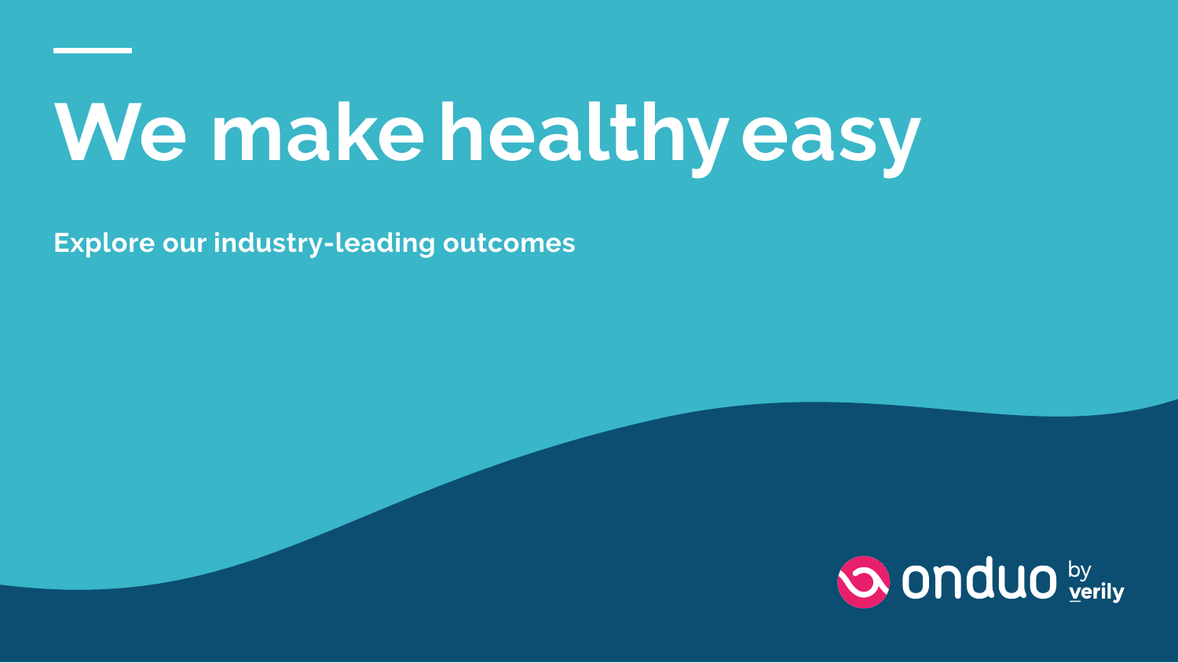# We make healthy easy

**Explore our industry-leading outcomes**

onduo by verily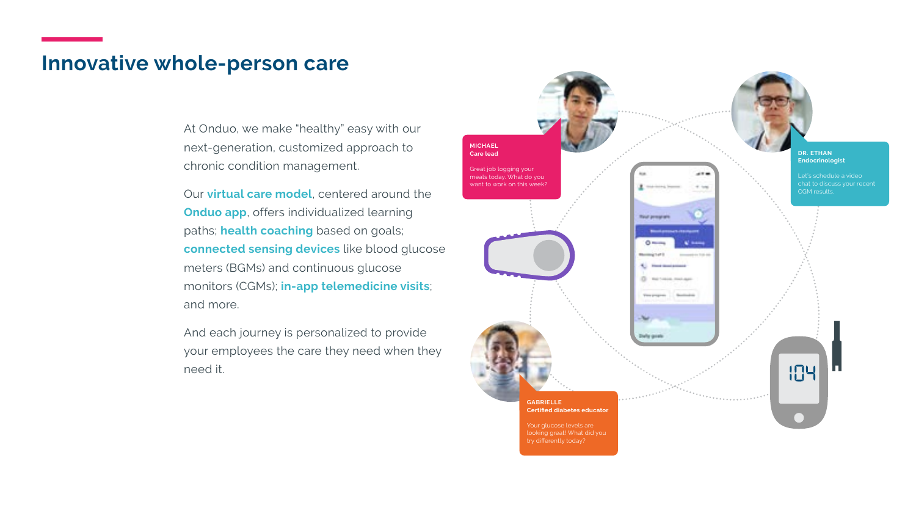# Innovative whole-person care

At Onduo, we make "healthy" easy with our next-generation, customized approach to chronic condition management.

Our **virtual care model**, centered around the **Onduo app**, offers individualized learning paths; **health coaching** based on goals; **connected sensing devices** like blood glucose meters (BGMs) and continuous glucose monitors (CGMs); **in-app telemedicine visits**; and more.

And each journey is personalized to provide your employees the care they need when they need it.

**MICHAEL**
**Care lead**

Great job logging your meals today. What do you want to work on this week?

**DR. ETHAN**
**Endocrinologist**

Let's schedule a video chat to discuss your recent CGM results.

**GABRIELLE**
**Certified diabetes educator**

Your glucose levels are looking great! What did you try differently today?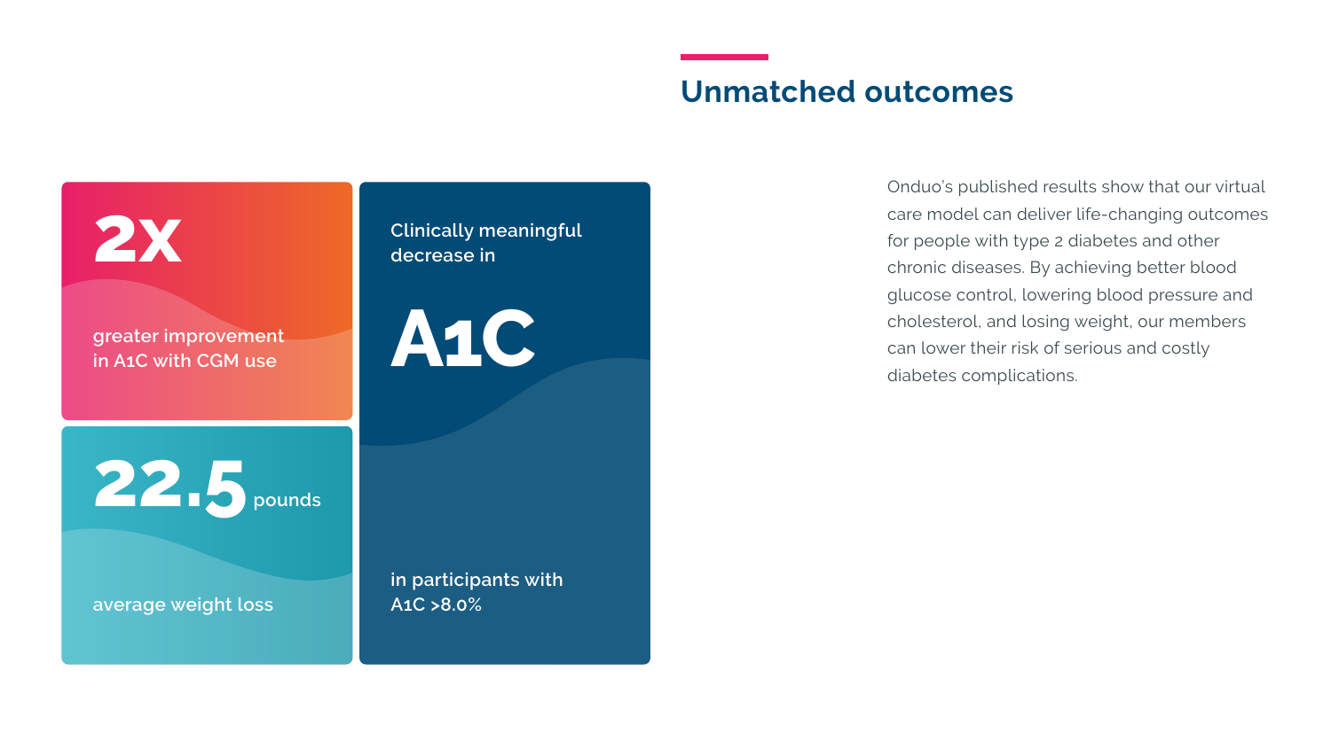## Unmatched outcomes

**2x**

greater improvement in A1C with CGM use

**22.5** pounds

average weight loss

Clinically meaningful decrease in

**A1C**

in participants with A1C >8.0%

Onduo's published results show that our virtual care model can deliver life-changing outcomes for people with type 2 diabetes and other chronic diseases. By achieving better blood glucose control, lowering blood pressure and cholesterol, and losing weight, our members can lower their risk of serious and costly diabetes complications.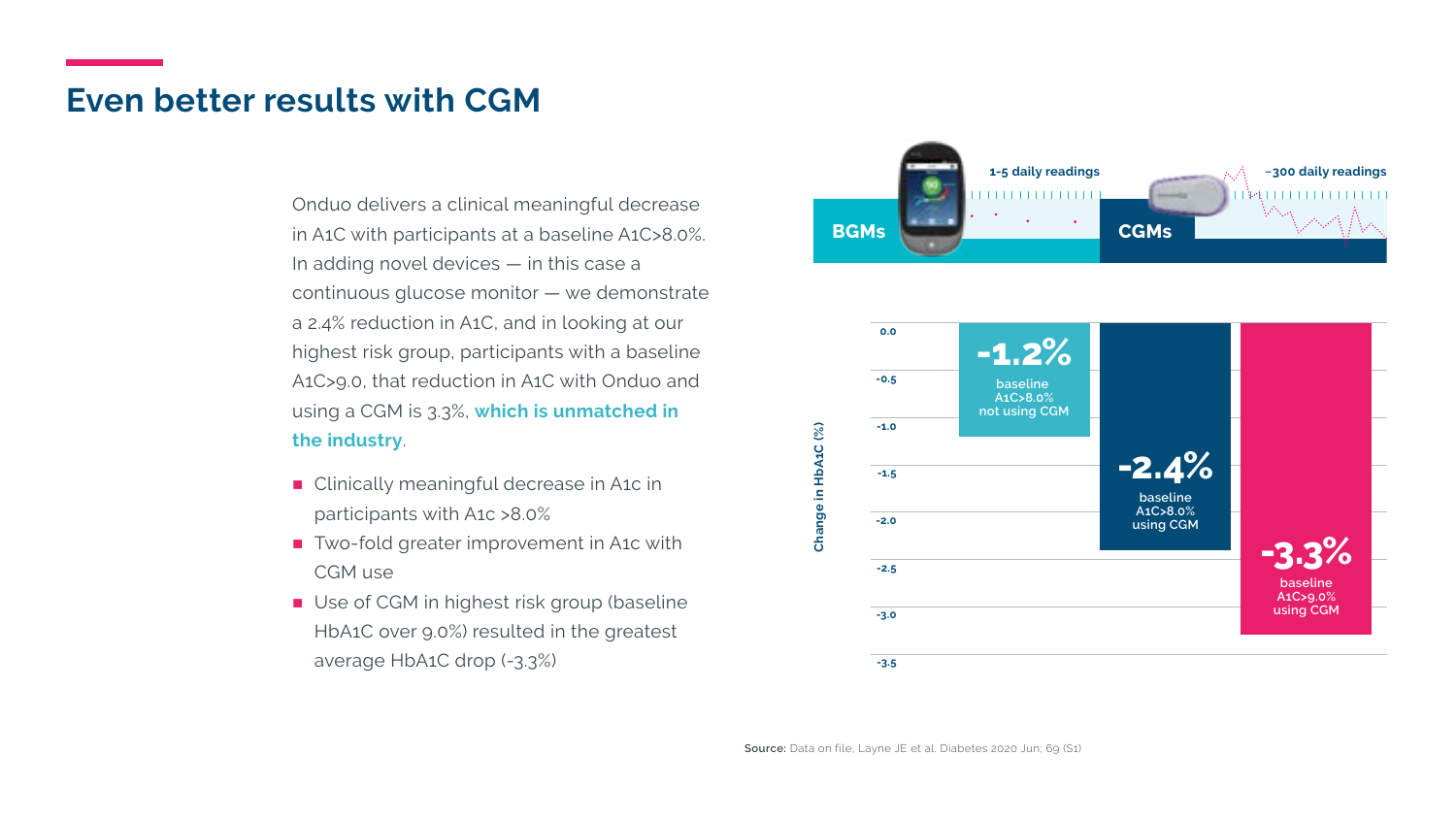# Even better results with CGM

Onduo delivers a clinical meaningful decrease in A1C with participants at a baseline A1C>8.0%. In adding novel devices — in this case a continuous glucose monitor — we demonstrate a 2.4% reduction in A1C, and in looking at our highest risk group, participants with a baseline A1C>9.0, that reduction in A1C with Onduo and using a CGM is 3.3%, **which is unmatched in the industry**.

- Clinically meaningful decrease in A1c in participants with A1c >8.0%
- Two-fold greater improvement in A1c with CGM use
- Use of CGM in highest risk group (baseline HbA1C over 9.0%) resulted in the greatest average HbA1C drop (-3.3%)

BGMs — 1-5 daily readings

CGMs — ~300 daily readings

Change in HbA1C (%)

| Group | Change in HbA1C |
| --- | --- |
| baseline A1C>8.0% not using CGM | -1.2% |
| baseline A1C>8.0% using CGM | -2.4% |
| baseline A1C>9.0% using CGM | -3.3% |

**Source:** Data on file, Layne JE et al. Diabetes 2020 Jun; 69 (S1)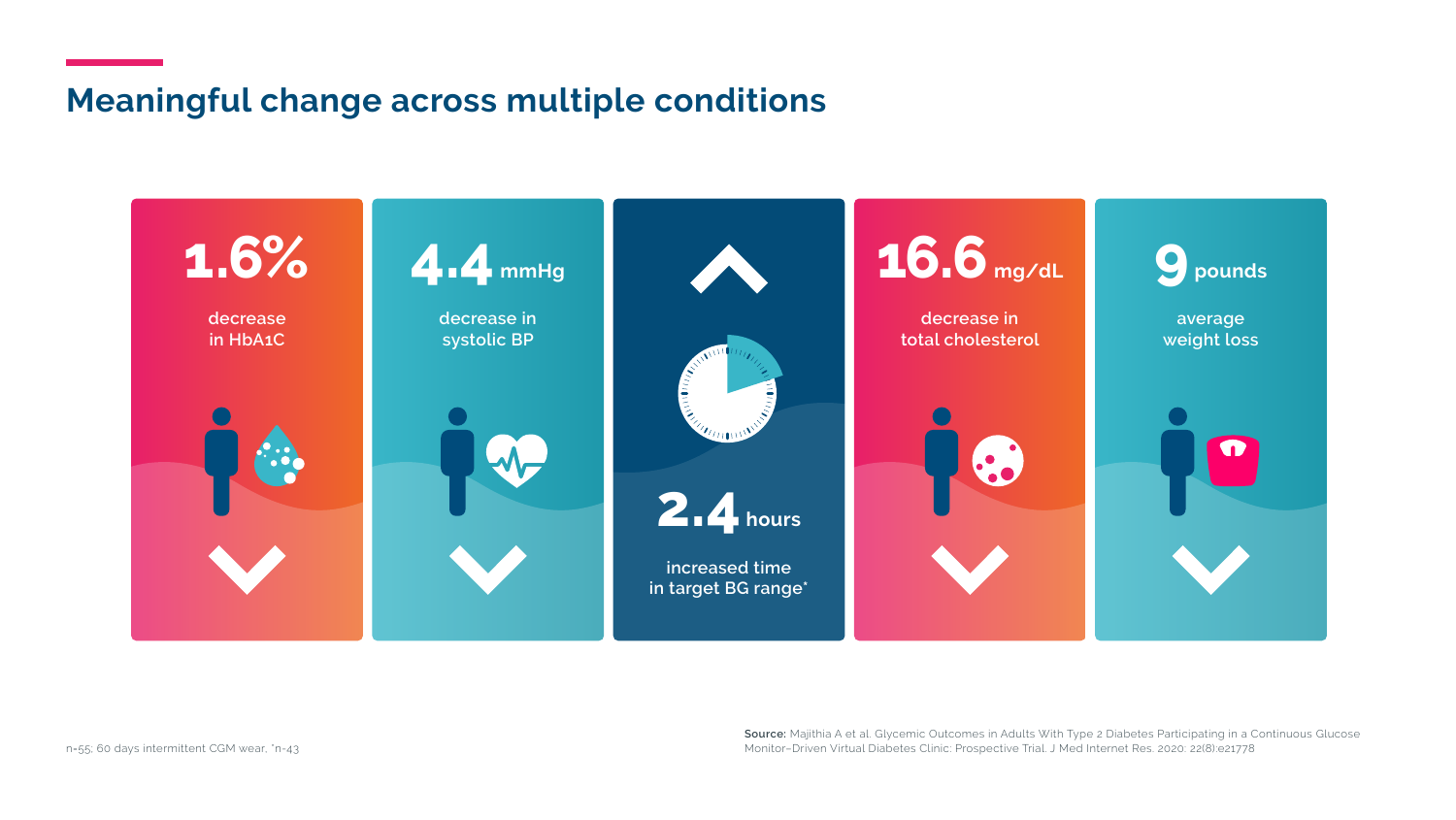# Meaningful change across multiple conditions

**1.6%**

decrease in HbA1C

**4.4 mmHg**

decrease in systolic BP

**2.4 hours**

increased time in target BG range*

**16.6 mg/dL**

decrease in total cholesterol

**9 pounds**

average weight loss

n=55; 60 days intermittent CGM wear, *n=43

**Source:** Majithia A et al. Glycemic Outcomes in Adults With Type 2 Diabetes Participating in a Continuous Glucose Monitor–Driven Virtual Diabetes Clinic: Prospective Trial. J Med Internet Res. 2020; 22(8):e21778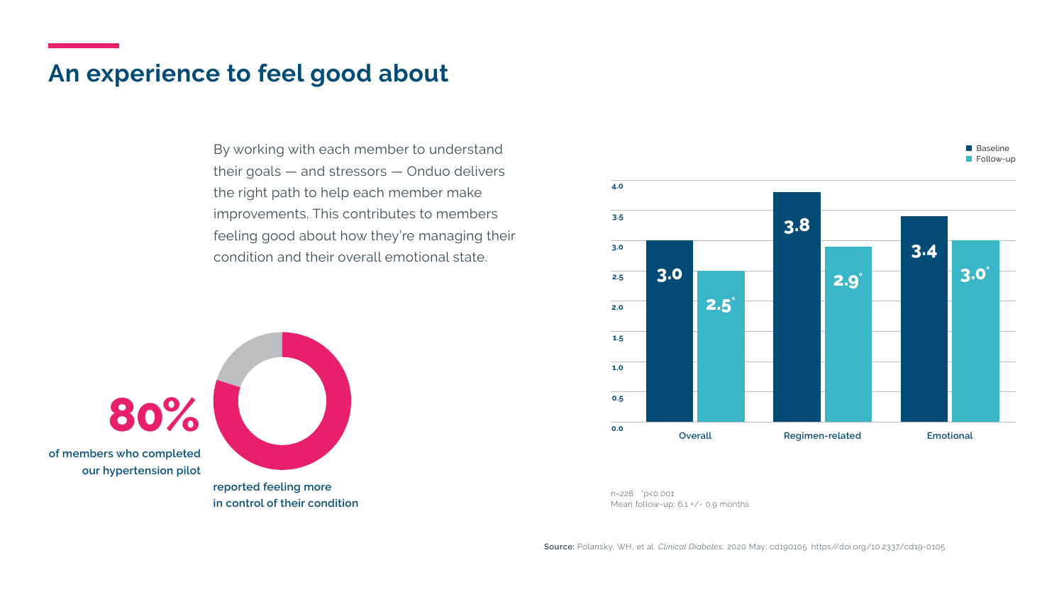## An experience to feel good about

By working with each member to understand their goals — and stressors — Onduo delivers the right path to help each member make improvements. This contributes to members feeling good about how they're managing their condition and their overall emotional state.

**80%**

**of members who completed our hypertension pilot**

**reported feeling more in control of their condition**

| | Baseline | Follow-up |
|---|---|---|
| Overall | 3.0 | 2.5* |
| Regimen-related | 3.8 | 2.9* |
| Emotional | 3.4 | 3.0* |

n=228 *p<0.001
Mean follow-up: 6.1 +/- 0.9 months

**Source:** Polansky, WH, et al. *Clinical Diabetes*, 2020 May; cd190105. https//doi.org/10.2337/cd19-0105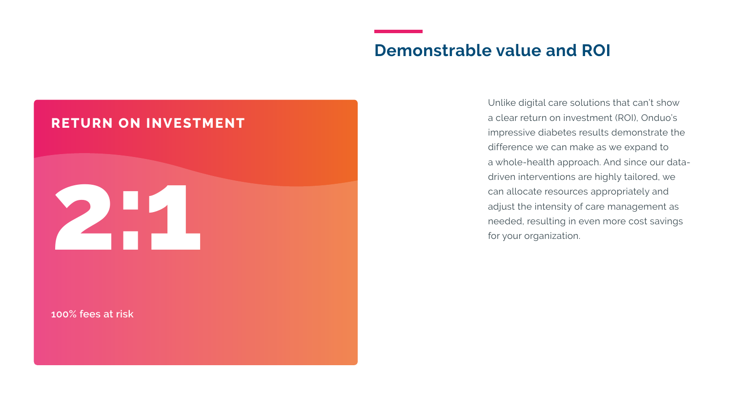## Demonstrable value and ROI

**RETURN ON INVESTMENT**

**2:1**

100% fees at risk

Unlike digital care solutions that can't show a clear return on investment (ROI), Onduo's impressive diabetes results demonstrate the difference we can make as we expand to a whole-health approach. And since our data-driven interventions are highly tailored, we can allocate resources appropriately and adjust the intensity of care management as needed, resulting in even more cost savings for your organization.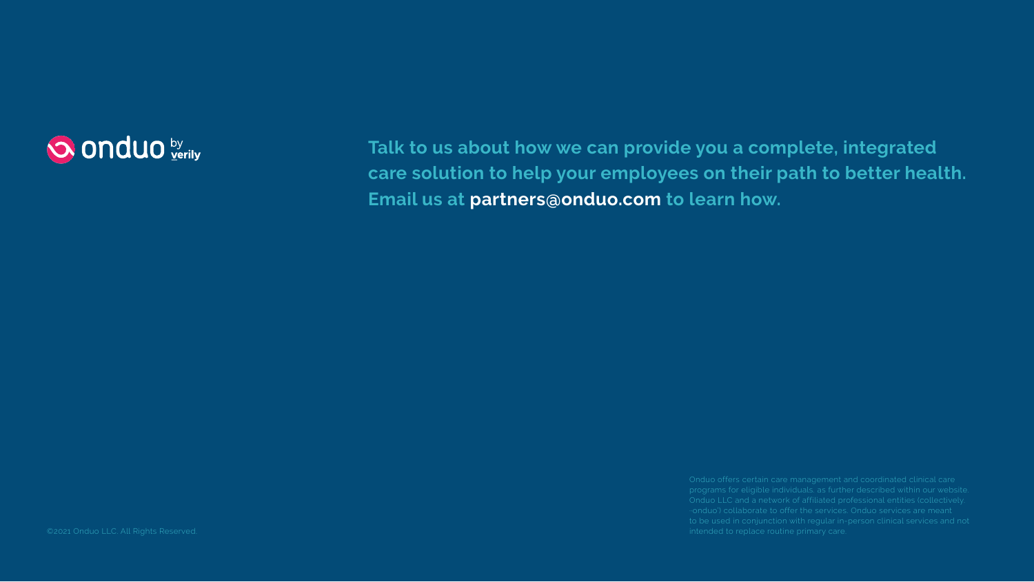onduo by verily

**Talk to us about how we can provide you a complete, integrated care solution to help your employees on their path to better health. Email us at partners@onduo.com to learn how.**

©2021 Onduo LLC. All Rights Reserved.

Onduo offers certain care management and coordinated clinical care programs for eligible individuals, as further described within our website. Onduo LLC and a network of affiliated professional entities (collectively "onduo") collaborate to offer the services. Onduo services are meant to be used in conjunction with regular in-person clinical services and not intended to replace routine primary care.